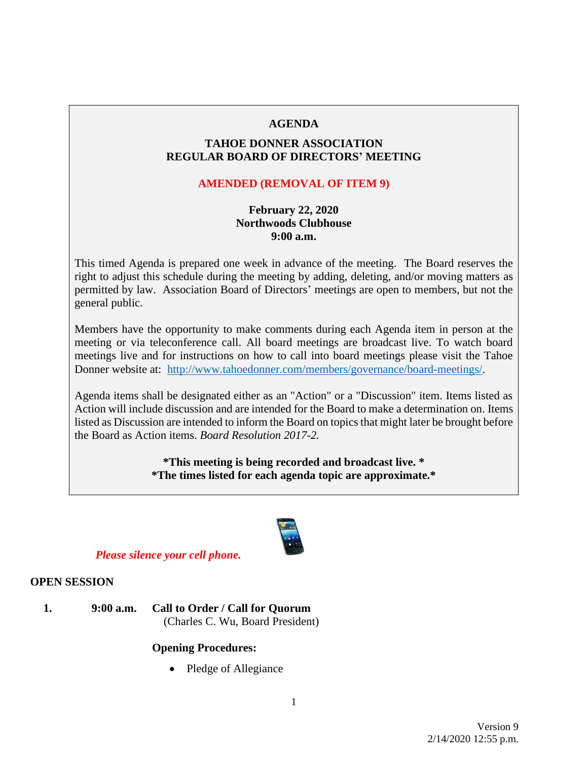# AGENDA

## TAHOE DONNER ASSOCIATION
## REGULAR BOARD OF DIRECTORS' MEETING

**AMENDED (REMOVAL OF ITEM 9)**

**February 22, 2020**
**Northwoods Clubhouse**
**9:00 a.m.**

This timed Agenda is prepared one week in advance of the meeting. The Board reserves the right to adjust this schedule during the meeting by adding, deleting, and/or moving matters as permitted by law. Association Board of Directors' meetings are open to members, but not the general public.

Members have the opportunity to make comments during each Agenda item in person at the meeting or via teleconference call. All board meetings are broadcast live. To watch board meetings live and for instructions on how to call into board meetings please visit the Tahoe Donner website at: http://www.tahoedonner.com/members/governance/board-meetings/.

Agenda items shall be designated either as an "Action" or a "Discussion" item. Items listed as Action will include discussion and are intended for the Board to make a determination on. Items listed as Discussion are intended to inform the Board on topics that might later be brought before the Board as Action items. *Board Resolution 2017-2.*

**\*This meeting is being recorded and broadcast live. \***
**\*The times listed for each agenda topic are approximate.\***

*Please silence your cell phone.*

## OPEN SESSION

**1. 9:00 a.m. Call to Order / Call for Quorum**
(Charles C. Wu, Board President)

**Opening Procedures:**

- Pledge of Allegiance

Version 9
2/14/2020 12:55 p.m.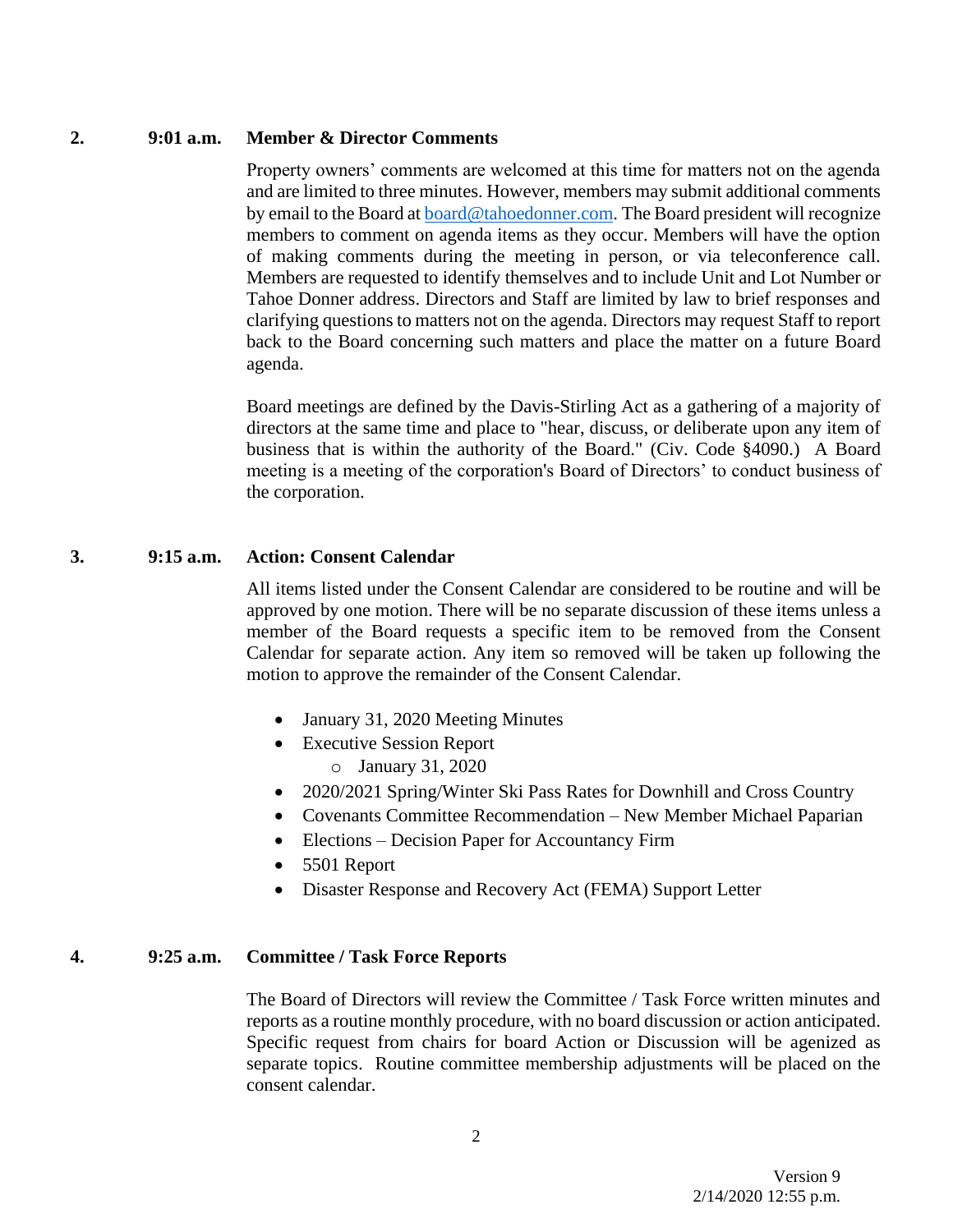**2. 9:01 a.m. Member & Director Comments**

Property owners' comments are welcomed at this time for matters not on the agenda and are limited to three minutes. However, members may submit additional comments by email to the Board at board@tahoedonner.com. The Board president will recognize members to comment on agenda items as they occur. Members will have the option of making comments during the meeting in person, or via teleconference call. Members are requested to identify themselves and to include Unit and Lot Number or Tahoe Donner address. Directors and Staff are limited by law to brief responses and clarifying questions to matters not on the agenda. Directors may request Staff to report back to the Board concerning such matters and place the matter on a future Board agenda.

Board meetings are defined by the Davis-Stirling Act as a gathering of a majority of directors at the same time and place to "hear, discuss, or deliberate upon any item of business that is within the authority of the Board." (Civ. Code §4090.) A Board meeting is a meeting of the corporation's Board of Directors' to conduct business of the corporation.

**3. 9:15 a.m. Action: Consent Calendar**

All items listed under the Consent Calendar are considered to be routine and will be approved by one motion. There will be no separate discussion of these items unless a member of the Board requests a specific item to be removed from the Consent Calendar for separate action. Any item so removed will be taken up following the motion to approve the remainder of the Consent Calendar.

- January 31, 2020 Meeting Minutes
- Executive Session Report
  - January 31, 2020
- 2020/2021 Spring/Winter Ski Pass Rates for Downhill and Cross Country
- Covenants Committee Recommendation – New Member Michael Paparian
- Elections – Decision Paper for Accountancy Firm
- 5501 Report
- Disaster Response and Recovery Act (FEMA) Support Letter

**4. 9:25 a.m. Committee / Task Force Reports**

The Board of Directors will review the Committee / Task Force written minutes and reports as a routine monthly procedure, with no board discussion or action anticipated. Specific request from chairs for board Action or Discussion will be agenized as separate topics. Routine committee membership adjustments will be placed on the consent calendar.

Version 9
2/14/2020 12:55 p.m.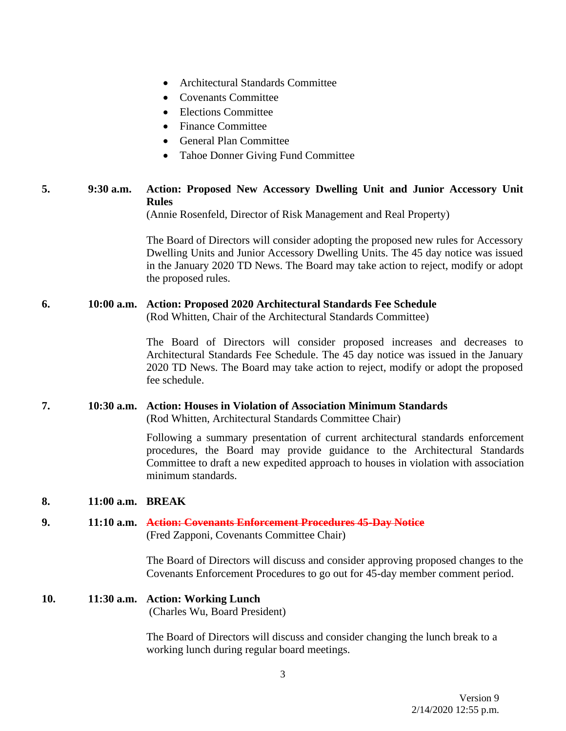- Architectural Standards Committee
- Covenants Committee
- Elections Committee
- Finance Committee
- General Plan Committee
- Tahoe Donner Giving Fund Committee

**5.** **9:30 a.m.** **Action: Proposed New Accessory Dwelling Unit and Junior Accessory Unit Rules**
(Annie Rosenfeld, Director of Risk Management and Real Property)

The Board of Directors will consider adopting the proposed new rules for Accessory Dwelling Units and Junior Accessory Dwelling Units. The 45 day notice was issued in the January 2020 TD News. The Board may take action to reject, modify or adopt the proposed rules.

**6.** **10:00 a.m.** **Action: Proposed 2020 Architectural Standards Fee Schedule**
(Rod Whitten, Chair of the Architectural Standards Committee)

The Board of Directors will consider proposed increases and decreases to Architectural Standards Fee Schedule. The 45 day notice was issued in the January 2020 TD News. The Board may take action to reject, modify or adopt the proposed fee schedule.

**7.** **10:30 a.m.** **Action: Houses in Violation of Association Minimum Standards**
(Rod Whitten, Architectural Standards Committee Chair)

Following a summary presentation of current architectural standards enforcement procedures, the Board may provide guidance to the Architectural Standards Committee to draft a new expedited approach to houses in violation with association minimum standards.

**8.** **11:00 a.m.** **BREAK**

**9.** **11:10 a.m.** **~~Action: Covenants Enforcement Procedures 45-Day Notice~~**
(Fred Zapponi, Covenants Committee Chair)

The Board of Directors will discuss and consider approving proposed changes to the Covenants Enforcement Procedures to go out for 45-day member comment period.

**10.** **11:30 a.m.** **Action: Working Lunch**
(Charles Wu, Board President)

The Board of Directors will discuss and consider changing the lunch break to a working lunch during regular board meetings.

Version 9
2/14/2020 12:55 p.m.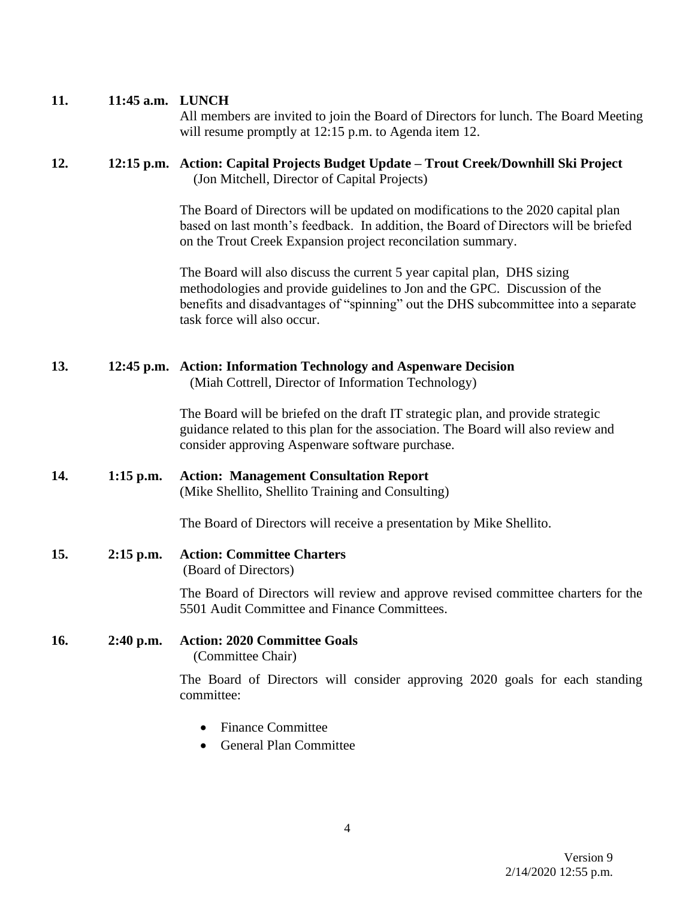**11.** **11:45 a.m.** **LUNCH**

All members are invited to join the Board of Directors for lunch. The Board Meeting will resume promptly at 12:15 p.m. to Agenda item 12.

**12.** **12:15 p.m.** **Action: Capital Projects Budget Update – Trout Creek/Downhill Ski Project**
(Jon Mitchell, Director of Capital Projects)

The Board of Directors will be updated on modifications to the 2020 capital plan based on last month's feedback. In addition, the Board of Directors will be briefed on the Trout Creek Expansion project reconcilation summary.

The Board will also discuss the current 5 year capital plan, DHS sizing methodologies and provide guidelines to Jon and the GPC. Discussion of the benefits and disadvantages of "spinning" out the DHS subcommittee into a separate task force will also occur.

**13.** **12:45 p.m.** **Action: Information Technology and Aspenware Decision**
(Miah Cottrell, Director of Information Technology)

The Board will be briefed on the draft IT strategic plan, and provide strategic guidance related to this plan for the association. The Board will also review and consider approving Aspenware software purchase.

**14.** **1:15 p.m.** **Action: Management Consultation Report**
(Mike Shellito, Shellito Training and Consulting)

The Board of Directors will receive a presentation by Mike Shellito.

**15.** **2:15 p.m.** **Action: Committee Charters**
(Board of Directors)

The Board of Directors will review and approve revised committee charters for the 5501 Audit Committee and Finance Committees.

**16.** **2:40 p.m.** **Action: 2020 Committee Goals**
(Committee Chair)

The Board of Directors will consider approving 2020 goals for each standing committee:

- Finance Committee
- General Plan Committee

Version 9
2/14/2020 12:55 p.m.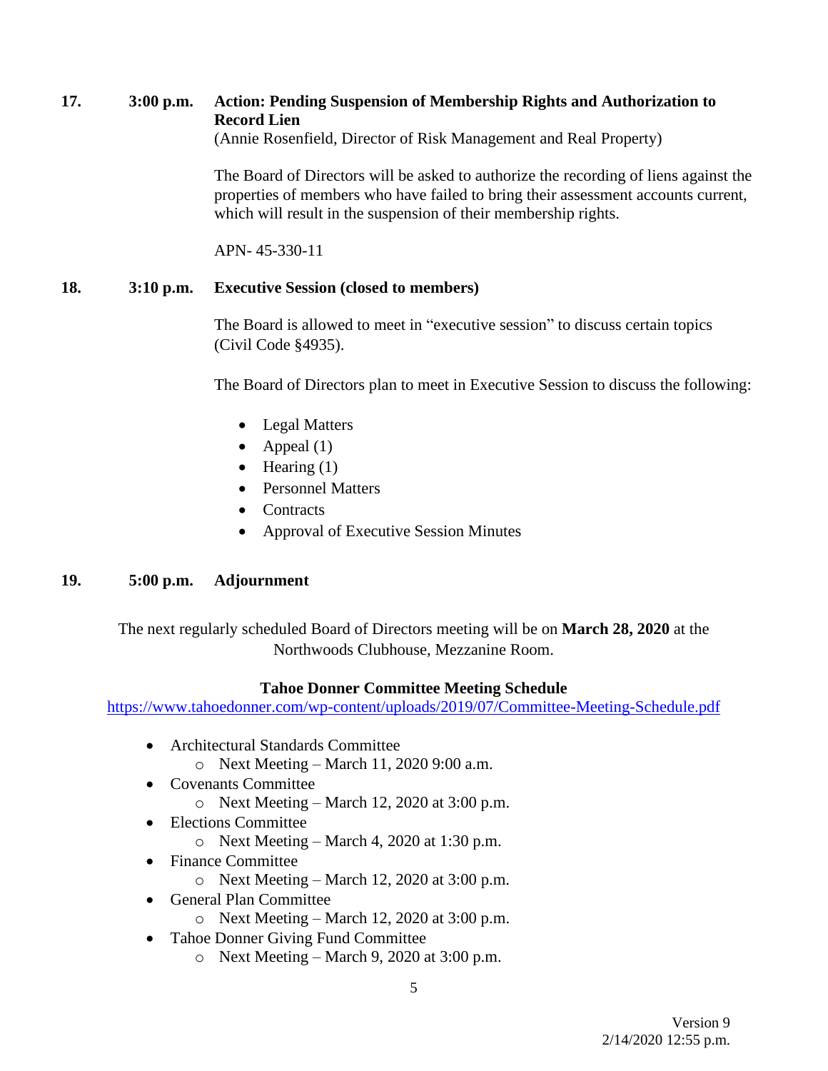**17. 3:00 p.m. Action: Pending Suspension of Membership Rights and Authorization to Record Lien**
(Annie Rosenfield, Director of Risk Management and Real Property)

The Board of Directors will be asked to authorize the recording of liens against the properties of members who have failed to bring their assessment accounts current, which will result in the suspension of their membership rights.

APN- 45-330-11

**18. 3:10 p.m. Executive Session (closed to members)**

The Board is allowed to meet in "executive session" to discuss certain topics (Civil Code §4935).

The Board of Directors plan to meet in Executive Session to discuss the following:

- Legal Matters
- Appeal (1)
- Hearing (1)
- Personnel Matters
- Contracts
- Approval of Executive Session Minutes

**19. 5:00 p.m. Adjournment**

The next regularly scheduled Board of Directors meeting will be on **March 28, 2020** at the Northwoods Clubhouse, Mezzanine Room.

**Tahoe Donner Committee Meeting Schedule**
https://www.tahoedonner.com/wp-content/uploads/2019/07/Committee-Meeting-Schedule.pdf

- Architectural Standards Committee
  - Next Meeting – March 11, 2020 9:00 a.m.
- Covenants Committee
  - Next Meeting – March 12, 2020 at 3:00 p.m.
- Elections Committee
  - Next Meeting – March 4, 2020 at 1:30 p.m.
- Finance Committee
  - Next Meeting – March 12, 2020 at 3:00 p.m.
- General Plan Committee
  - Next Meeting – March 12, 2020 at 3:00 p.m.
- Tahoe Donner Giving Fund Committee
  - Next Meeting – March 9, 2020 at 3:00 p.m.

Version 9
2/14/2020 12:55 p.m.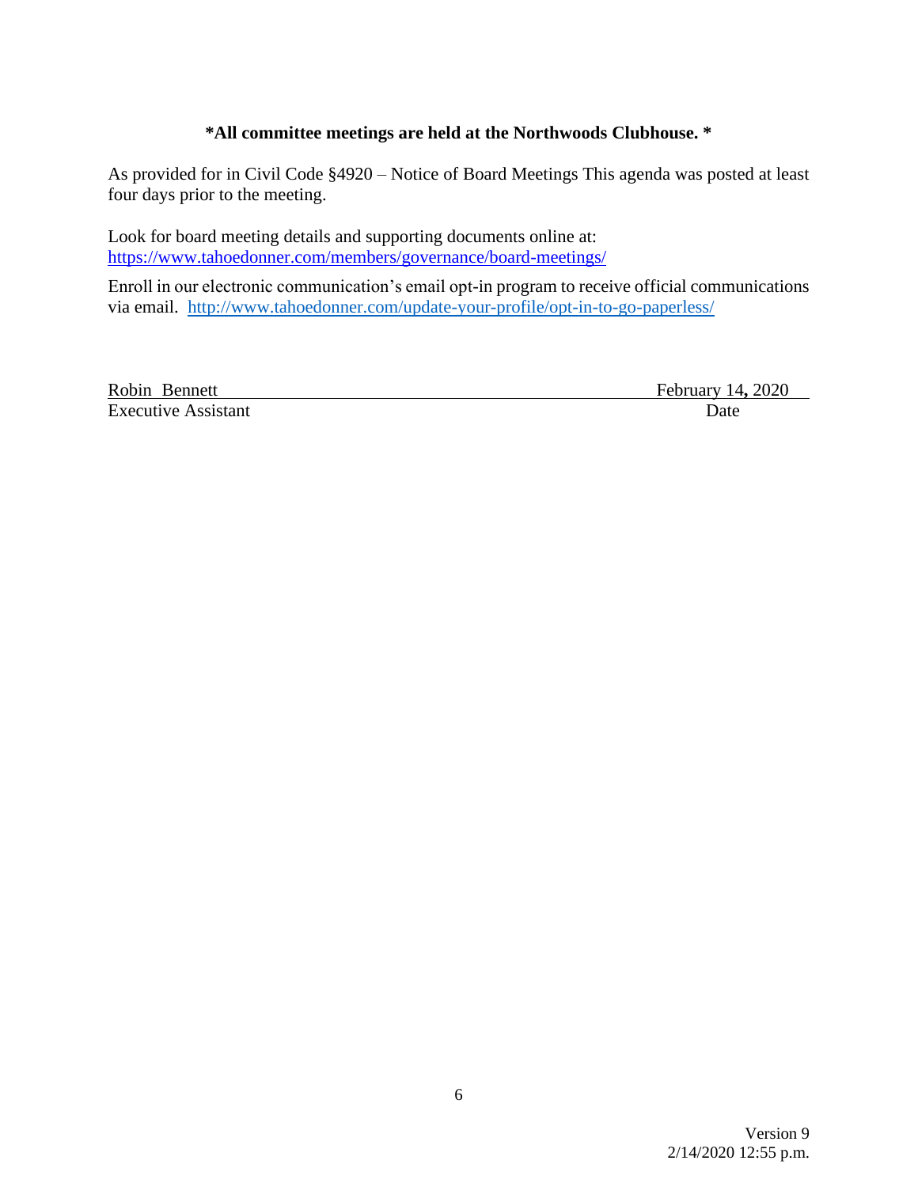**\*All committee meetings are held at the Northwoods Clubhouse. \***

As provided for in Civil Code §4920 – Notice of Board Meetings This agenda was posted at least four days prior to the meeting.

Look for board meeting details and supporting documents online at:
https://www.tahoedonner.com/members/governance/board-meetings/

Enroll in our electronic communication's email opt-in program to receive official communications via email. http://www.tahoedonner.com/update-your-profile/opt-in-to-go-paperless/

| | |
|---|---|
| Robin Bennett | February 14, 2020 |
| Executive Assistant | Date |

Version 9
2/14/2020 12:55 p.m.